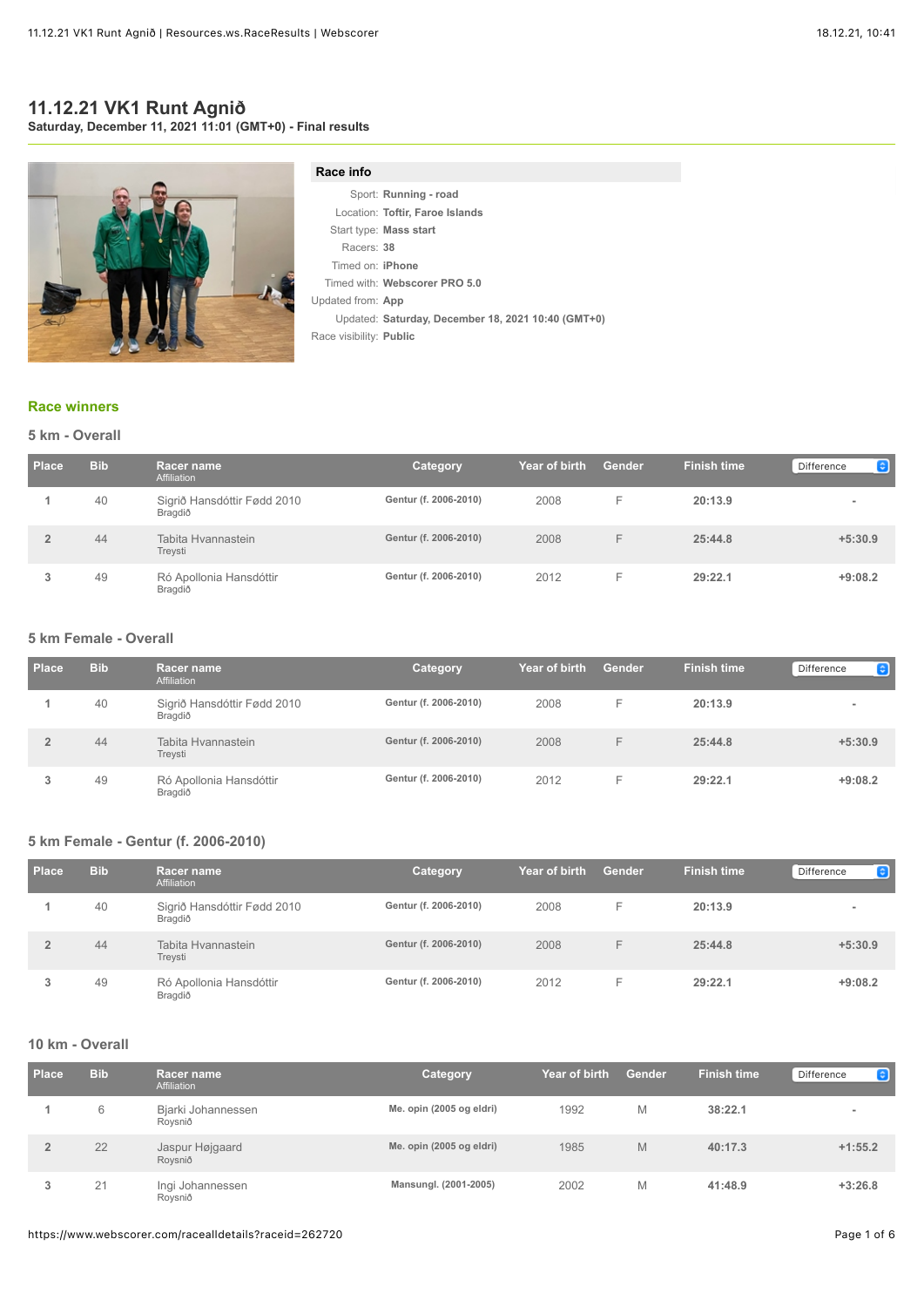# 11.12.21 VK1 Runt Agnið

**Saturday, December 11, 2021 11:01 (GMT+0) - Final results**

## Race info

| | |
|---|---|
| Sport: | **Running - road** |
| Location: | **Toftir, Faroe Islands** |
| Start type: | **Mass start** |
| Racers: | **38** |
| Timed on: | **iPhone** |
| Timed with: | **Webscorer PRO 5.0** |
| Updated from: | **App** |
| Updated: | **Saturday, December 18, 2021 10:40 (GMT+0)** |
| Race visibility: | **Public** |

## Race winners

### 5 km - Overall

| Place | Bib | Racer name / Affiliation | Category | Year of birth | Gender | Finish time | Difference |
|---|---|---|---|---|---|---|---|
| 1 | 40 | Sigrið Hansdóttir Fødd 2010 / Bragdið | Gentur (f. 2006-2010) | 2008 | F | **20:13.9** | - |
| 2 | 44 | Tabita Hvannastein / Treysti | Gentur (f. 2006-2010) | 2008 | F | **25:44.8** | **+5:30.9** |
| 3 | 49 | Ró Apollonia Hansdóttir / Bragdið | Gentur (f. 2006-2010) | 2012 | F | **29:22.1** | **+9:08.2** |

### 5 km Female - Overall

| Place | Bib | Racer name / Affiliation | Category | Year of birth | Gender | Finish time | Difference |
|---|---|---|---|---|---|---|---|
| 1 | 40 | Sigrið Hansdóttir Fødd 2010 / Bragdið | Gentur (f. 2006-2010) | 2008 | F | **20:13.9** | - |
| 2 | 44 | Tabita Hvannastein / Treysti | Gentur (f. 2006-2010) | 2008 | F | **25:44.8** | **+5:30.9** |
| 3 | 49 | Ró Apollonia Hansdóttir / Bragdið | Gentur (f. 2006-2010) | 2012 | F | **29:22.1** | **+9:08.2** |

### 5 km Female - Gentur (f. 2006-2010)

| Place | Bib | Racer name / Affiliation | Category | Year of birth | Gender | Finish time | Difference |
|---|---|---|---|---|---|---|---|
| 1 | 40 | Sigrið Hansdóttir Fødd 2010 / Bragdið | Gentur (f. 2006-2010) | 2008 | F | **20:13.9** | - |
| 2 | 44 | Tabita Hvannastein / Treysti | Gentur (f. 2006-2010) | 2008 | F | **25:44.8** | **+5:30.9** |
| 3 | 49 | Ró Apollonia Hansdóttir / Bragdið | Gentur (f. 2006-2010) | 2012 | F | **29:22.1** | **+9:08.2** |

### 10 km - Overall

| Place | Bib | Racer name / Affiliation | Category | Year of birth | Gender | Finish time | Difference |
|---|---|---|---|---|---|---|---|
| 1 | 6 | Bjarki Johannessen / Roysnið | Me. opin (2005 og eldri) | 1992 | M | **38:22.1** | - |
| 2 | 22 | Jaspur Højgaard / Roysnið | Me. opin (2005 og eldri) | 1985 | M | **40:17.3** | **+1:55.2** |
| 3 | 21 | Ingi Johannessen / Roysnið | Mansungl. (2001-2005) | 2002 | M | **41:48.9** | **+3:26.8** |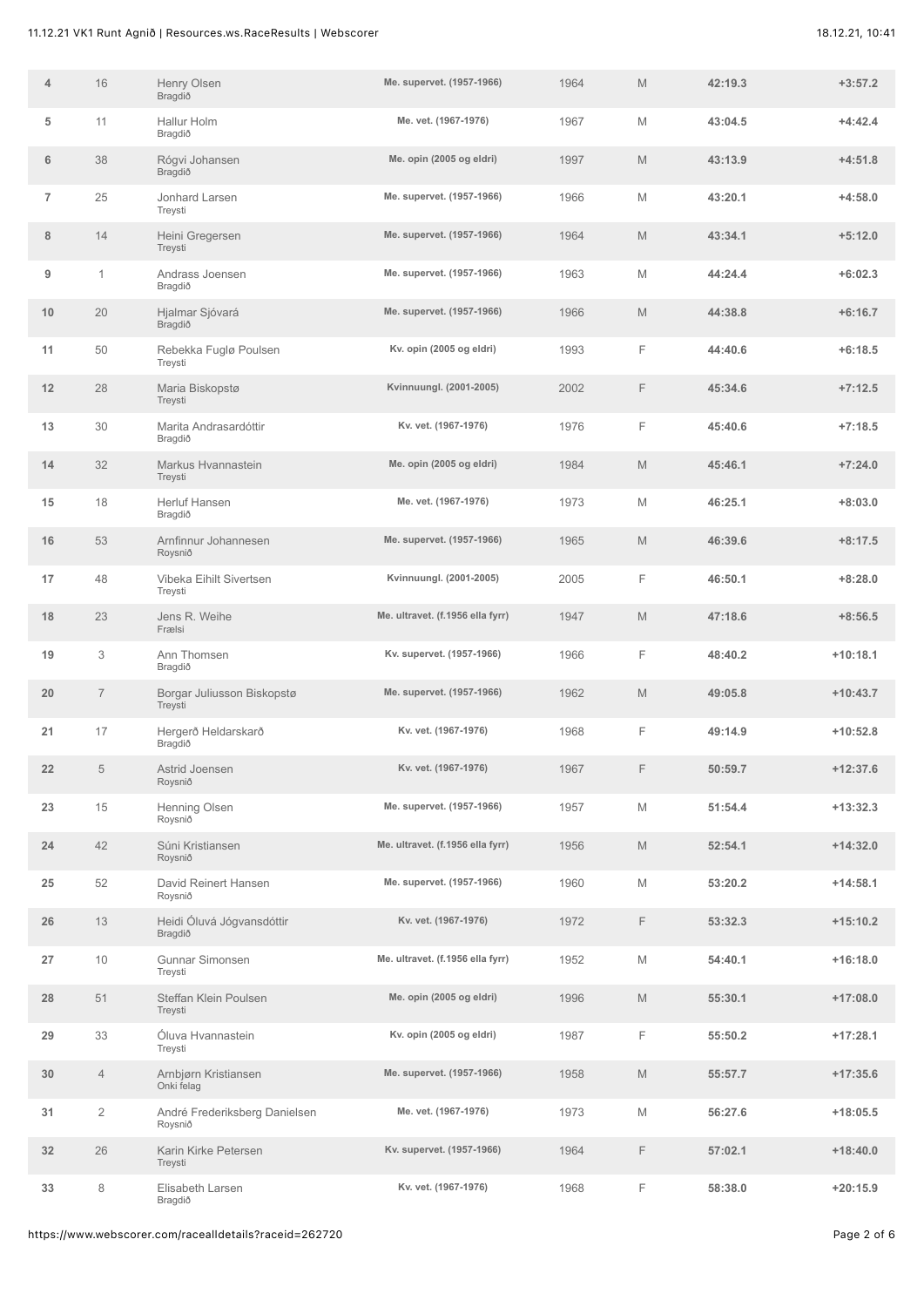| | | | | | | | |
|---|---|---|---|---|---|---|---|
| 4 | 16 | Henry Olsen<br>Bragdið | Me. supervet. (1957-1966) | 1964 | M | 42:19.3 | +3:57.2 |
| 5 | 11 | Hallur Holm<br>Bragdið | Me. vet. (1967-1976) | 1967 | M | 43:04.5 | +4:42.4 |
| 6 | 38 | Rógvi Johansen<br>Bragdið | Me. opin (2005 og eldri) | 1997 | M | 43:13.9 | +4:51.8 |
| 7 | 25 | Jonhard Larsen<br>Treysti | Me. supervet. (1957-1966) | 1966 | M | 43:20.1 | +4:58.0 |
| 8 | 14 | Heini Gregersen<br>Treysti | Me. supervet. (1957-1966) | 1964 | M | 43:34.1 | +5:12.0 |
| 9 | 1 | Andrass Joensen<br>Bragdið | Me. supervet. (1957-1966) | 1963 | M | 44:24.4 | +6:02.3 |
| 10 | 20 | Hjalmar Sjóvará<br>Bragdið | Me. supervet. (1957-1966) | 1966 | M | 44:38.8 | +6:16.7 |
| 11 | 50 | Rebekka Fuglø Poulsen<br>Treysti | Kv. opin (2005 og eldri) | 1993 | F | 44:40.6 | +6:18.5 |
| 12 | 28 | Maria Biskopstø<br>Treysti | Kvinnuungl. (2001-2005) | 2002 | F | 45:34.6 | +7:12.5 |
| 13 | 30 | Marita Andrasardóttir<br>Bragdið | Kv. vet. (1967-1976) | 1976 | F | 45:40.6 | +7:18.5 |
| 14 | 32 | Markus Hvannastein<br>Treysti | Me. opin (2005 og eldri) | 1984 | M | 45:46.1 | +7:24.0 |
| 15 | 18 | Herluf Hansen<br>Bragdið | Me. vet. (1967-1976) | 1973 | M | 46:25.1 | +8:03.0 |
| 16 | 53 | Arnfinnur Johannesen<br>Roysnið | Me. supervet. (1957-1966) | 1965 | M | 46:39.6 | +8:17.5 |
| 17 | 48 | Vibeka Eihilt Sivertsen<br>Treysti | Kvinnuungl. (2001-2005) | 2005 | F | 46:50.1 | +8:28.0 |
| 18 | 23 | Jens R. Weihe<br>Frælsi | Me. ultravet. (f.1956 ella fyrr) | 1947 | M | 47:18.6 | +8:56.5 |
| 19 | 3 | Ann Thomsen<br>Bragdið | Kv. supervet. (1957-1966) | 1966 | F | 48:40.2 | +10:18.1 |
| 20 | 7 | Borgar Juliusson Biskopstø<br>Treysti | Me. supervet. (1957-1966) | 1962 | M | 49:05.8 | +10:43.7 |
| 21 | 17 | Hergerð Heldarskarð<br>Bragdið | Kv. vet. (1967-1976) | 1968 | F | 49:14.9 | +10:52.8 |
| 22 | 5 | Astrid Joensen<br>Roysnið | Kv. vet. (1967-1976) | 1967 | F | 50:59.7 | +12:37.6 |
| 23 | 15 | Henning Olsen<br>Roysnið | Me. supervet. (1957-1966) | 1957 | M | 51:54.4 | +13:32.3 |
| 24 | 42 | Súni Kristiansen<br>Roysnið | Me. ultravet. (f.1956 ella fyrr) | 1956 | M | 52:54.1 | +14:32.0 |
| 25 | 52 | David Reinert Hansen<br>Roysnið | Me. supervet. (1957-1966) | 1960 | M | 53:20.2 | +14:58.1 |
| 26 | 13 | Heidi Óluvá Jógvansdóttir<br>Bragdið | Kv. vet. (1967-1976) | 1972 | F | 53:32.3 | +15:10.2 |
| 27 | 10 | Gunnar Simonsen<br>Treysti | Me. ultravet. (f.1956 ella fyrr) | 1952 | M | 54:40.1 | +16:18.0 |
| 28 | 51 | Steffan Klein Poulsen<br>Treysti | Me. opin (2005 og eldri) | 1996 | M | 55:30.1 | +17:08.0 |
| 29 | 33 | Óluva Hvannastein<br>Treysti | Kv. opin (2005 og eldri) | 1987 | F | 55:50.2 | +17:28.1 |
| 30 | 4 | Arnbjørn Kristiansen<br>Onki felag | Me. supervet. (1957-1966) | 1958 | M | 55:57.7 | +17:35.6 |
| 31 | 2 | André Frederiksberg Danielsen<br>Roysnið | Me. vet. (1967-1976) | 1973 | M | 56:27.6 | +18:05.5 |
| 32 | 26 | Karin Kirke Petersen<br>Treysti | Kv. supervet. (1957-1966) | 1964 | F | 57:02.1 | +18:40.0 |
| 33 | 8 | Elisabeth Larsen<br>Bragdið | Kv. vet. (1967-1976) | 1968 | F | 58:38.0 | +20:15.9 |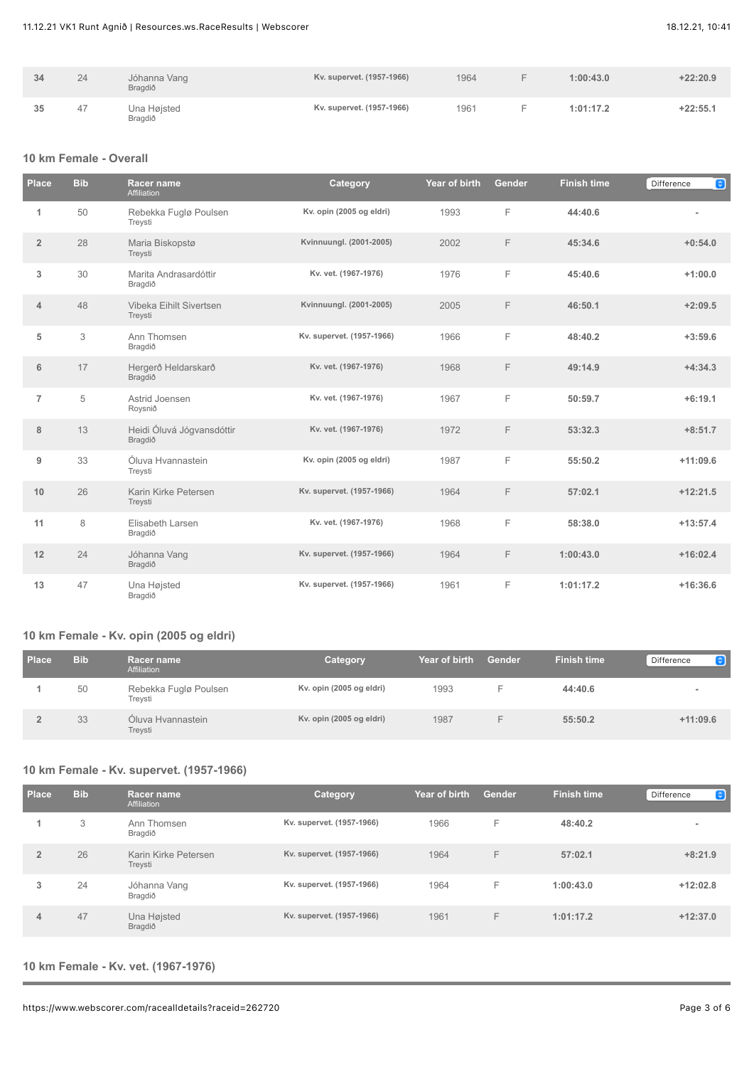| Place | Bib | Racer name<br>Affiliation | Category | Year of birth | Gender | Finish time | Difference |
|---|---|---|---|---|---|---|---|
| 34 | 24 | Jóhanna Vang<br>Bragdið | Kv. supervet. (1957-1966) | 1964 | F | 1:00:43.0 | +22:20.9 |
| 35 | 47 | Una Højsted<br>Bragdið | Kv. supervet. (1957-1966) | 1961 | F | 1:01:17.2 | +22:55.1 |

## 10 km Female - Overall

| Place | Bib | Racer name<br>Affiliation | Category | Year of birth | Gender | Finish time | Difference |
|---|---|---|---|---|---|---|---|
| 1 | 50 | Rebekka Fuglø Poulsen<br>Treysti | Kv. opin (2005 og eldri) | 1993 | F | 44:40.6 | - |
| 2 | 28 | Maria Biskopstø<br>Treysti | Kvinnuungl. (2001-2005) | 2002 | F | 45:34.6 | +0:54.0 |
| 3 | 30 | Marita Andrasardóttir<br>Bragdið | Kv. vet. (1967-1976) | 1976 | F | 45:40.6 | +1:00.0 |
| 4 | 48 | Vibeka Eihilt Sivertsen<br>Treysti | Kvinnuungl. (2001-2005) | 2005 | F | 46:50.1 | +2:09.5 |
| 5 | 3 | Ann Thomsen<br>Bragdið | Kv. supervet. (1957-1966) | 1966 | F | 48:40.2 | +3:59.6 |
| 6 | 17 | Hergerð Heldarskarð<br>Bragdið | Kv. vet. (1967-1976) | 1968 | F | 49:14.9 | +4:34.3 |
| 7 | 5 | Astrid Joensen<br>Roysnið | Kv. vet. (1967-1976) | 1967 | F | 50:59.7 | +6:19.1 |
| 8 | 13 | Heidi Óluvá Jógvansdóttir<br>Bragdið | Kv. vet. (1967-1976) | 1972 | F | 53:32.3 | +8:51.7 |
| 9 | 33 | Óluva Hvannastein<br>Treysti | Kv. opin (2005 og eldri) | 1987 | F | 55:50.2 | +11:09.6 |
| 10 | 26 | Karin Kirke Petersen<br>Treysti | Kv. supervet. (1957-1966) | 1964 | F | 57:02.1 | +12:21.5 |
| 11 | 8 | Elisabeth Larsen<br>Bragdið | Kv. vet. (1967-1976) | 1968 | F | 58:38.0 | +13:57.4 |
| 12 | 24 | Jóhanna Vang<br>Bragdið | Kv. supervet. (1957-1966) | 1964 | F | 1:00:43.0 | +16:02.4 |
| 13 | 47 | Una Højsted<br>Bragdið | Kv. supervet. (1957-1966) | 1961 | F | 1:01:17.2 | +16:36.6 |

## 10 km Female - Kv. opin (2005 og eldri)

| Place | Bib | Racer name<br>Affiliation | Category | Year of birth | Gender | Finish time | Difference |
|---|---|---|---|---|---|---|---|
| 1 | 50 | Rebekka Fuglø Poulsen<br>Treysti | Kv. opin (2005 og eldri) | 1993 | F | 44:40.6 | - |
| 2 | 33 | Óluva Hvannastein<br>Treysti | Kv. opin (2005 og eldri) | 1987 | F | 55:50.2 | +11:09.6 |

## 10 km Female - Kv. supervet. (1957-1966)

| Place | Bib | Racer name<br>Affiliation | Category | Year of birth | Gender | Finish time | Difference |
|---|---|---|---|---|---|---|---|
| 1 | 3 | Ann Thomsen<br>Bragdið | Kv. supervet. (1957-1966) | 1966 | F | 48:40.2 | - |
| 2 | 26 | Karin Kirke Petersen<br>Treysti | Kv. supervet. (1957-1966) | 1964 | F | 57:02.1 | +8:21.9 |
| 3 | 24 | Jóhanna Vang<br>Bragdið | Kv. supervet. (1957-1966) | 1964 | F | 1:00:43.0 | +12:02.8 |
| 4 | 47 | Una Højsted<br>Bragdið | Kv. supervet. (1957-1966) | 1961 | F | 1:01:17.2 | +12:37.0 |

## 10 km Female - Kv. vet. (1967-1976)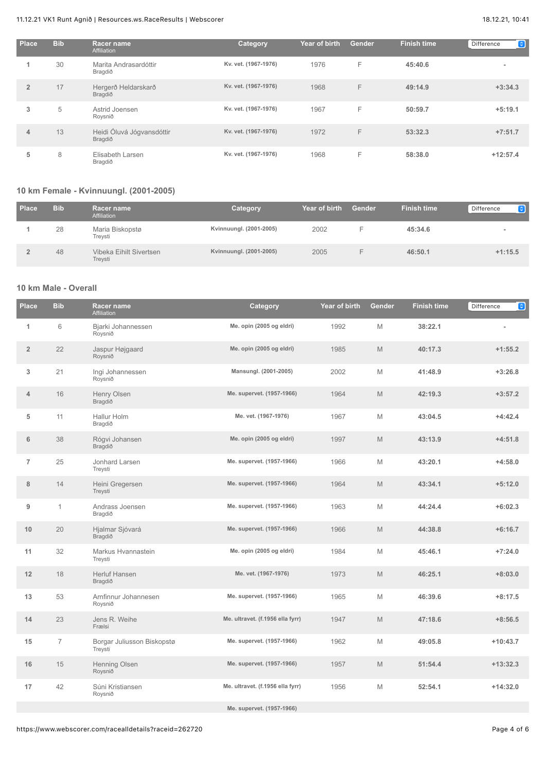| Place | Bib | Racer name<br>Affiliation | Category | Year of birth | Gender | Finish time | Difference |
|---|---|---|---|---|---|---|---|
| 1 | 30 | Marita Andrasardóttir<br>Bragdið | Kv. vet. (1967-1976) | 1976 | F | 45:40.6 | - |
| 2 | 17 | Hergerð Heldarskarð<br>Bragdið | Kv. vet. (1967-1976) | 1968 | F | 49:14.9 | +3:34.3 |
| 3 | 5 | Astrid Joensen<br>Roysnið | Kv. vet. (1967-1976) | 1967 | F | 50:59.7 | +5:19.1 |
| 4 | 13 | Heidi Óluvá Jógvansdóttir<br>Bragdið | Kv. vet. (1967-1976) | 1972 | F | 53:32.3 | +7:51.7 |
| 5 | 8 | Elisabeth Larsen<br>Bragdið | Kv. vet. (1967-1976) | 1968 | F | 58:38.0 | +12:57.4 |

### 10 km Female - Kvinnuungl. (2001-2005)

| Place | Bib | Racer name<br>Affiliation | Category | Year of birth | Gender | Finish time | Difference |
|---|---|---|---|---|---|---|---|
| 1 | 28 | Maria Biskopstø<br>Treysti | Kvinnuungl. (2001-2005) | 2002 | F | 45:34.6 | - |
| 2 | 48 | Vibeka Eihilt Sivertsen<br>Treysti | Kvinnuungl. (2001-2005) | 2005 | F | 46:50.1 | +1:15.5 |

### 10 km Male - Overall

| Place | Bib | Racer name<br>Affiliation | Category | Year of birth | Gender | Finish time | Difference |
|---|---|---|---|---|---|---|---|
| 1 | 6 | Bjarki Johannessen<br>Roysnið | Me. opin (2005 og eldri) | 1992 | M | 38:22.1 | - |
| 2 | 22 | Jaspur Højgaard<br>Roysnið | Me. opin (2005 og eldri) | 1985 | M | 40:17.3 | +1:55.2 |
| 3 | 21 | Ingi Johannessen<br>Roysnið | Mansungl. (2001-2005) | 2002 | M | 41:48.9 | +3:26.8 |
| 4 | 16 | Henry Olsen<br>Bragdið | Me. supervet. (1957-1966) | 1964 | M | 42:19.3 | +3:57.2 |
| 5 | 11 | Hallur Holm<br>Bragdið | Me. vet. (1967-1976) | 1967 | M | 43:04.5 | +4:42.4 |
| 6 | 38 | Rógvi Johansen<br>Bragdið | Me. opin (2005 og eldri) | 1997 | M | 43:13.9 | +4:51.8 |
| 7 | 25 | Jonhard Larsen<br>Treysti | Me. supervet. (1957-1966) | 1966 | M | 43:20.1 | +4:58.0 |
| 8 | 14 | Heini Gregersen<br>Treysti | Me. supervet. (1957-1966) | 1964 | M | 43:34.1 | +5:12.0 |
| 9 | 1 | Andrass Joensen<br>Bragdið | Me. supervet. (1957-1966) | 1963 | M | 44:24.4 | +6:02.3 |
| 10 | 20 | Hjalmar Sjóvará<br>Bragdið | Me. supervet. (1957-1966) | 1966 | M | 44:38.8 | +6:16.7 |
| 11 | 32 | Markus Hvannastein<br>Treysti | Me. opin (2005 og eldri) | 1984 | M | 45:46.1 | +7:24.0 |
| 12 | 18 | Herluf Hansen<br>Bragdið | Me. vet. (1967-1976) | 1973 | M | 46:25.1 | +8:03.0 |
| 13 | 53 | Arnfinnur Johannesen<br>Roysnið | Me. supervet. (1957-1966) | 1965 | M | 46:39.6 | +8:17.5 |
| 14 | 23 | Jens R. Weihe<br>Frælsi | Me. ultravet. (f.1956 ella fyrr) | 1947 | M | 47:18.6 | +8:56.5 |
| 15 | 7 | Borgar Juliusson Biskopstø<br>Treysti | Me. supervet. (1957-1966) | 1962 | M | 49:05.8 | +10:43.7 |
| 16 | 15 | Henning Olsen<br>Roysnið | Me. supervet. (1957-1966) | 1957 | M | 51:54.4 | +13:32.3 |
| 17 | 42 | Súni Kristiansen<br>Roysnið | Me. ultravet. (f.1956 ella fyrr) | 1956 | M | 52:54.1 | +14:32.0 |
| | | | Me. supervet. (1957-1966) | | | | |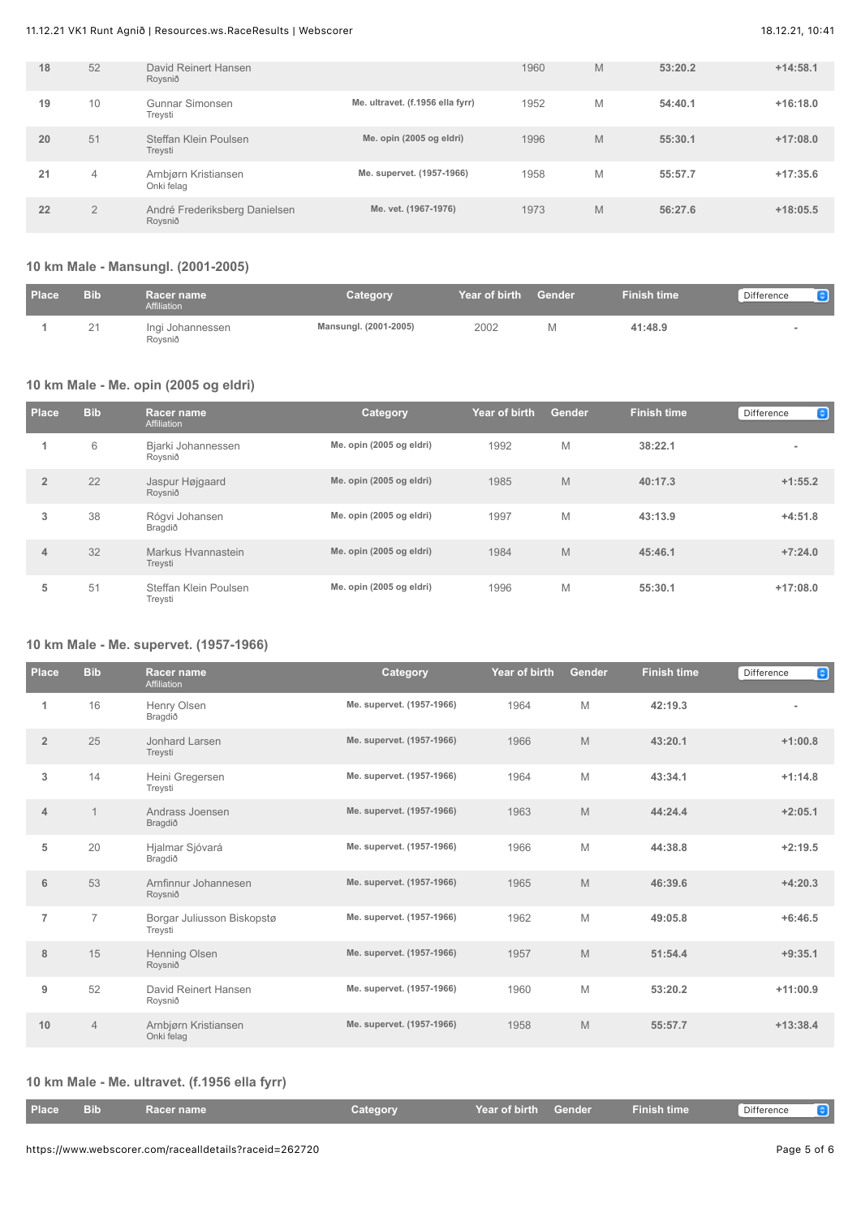| Place | Bib | Racer name / Affiliation | Category | Year of birth | Gender | Finish time | Difference |
|---|---|---|---|---|---|---|---|
| 18 | 52 | David Reinert Hansen<br>Roysnið | | 1960 | M | 53:20.2 | +14:58.1 |
| 19 | 10 | Gunnar Simonsen<br>Treysti | Me. ultravet. (f.1956 ella fyrr) | 1952 | M | 54:40.1 | +16:18.0 |
| 20 | 51 | Steffan Klein Poulsen<br>Treysti | Me. opin (2005 og eldri) | 1996 | M | 55:30.1 | +17:08.0 |
| 21 | 4 | Arnbjørn Kristiansen<br>Onki felag | Me. supervet. (1957-1966) | 1958 | M | 55:57.7 | +17:35.6 |
| 22 | 2 | André Frederiksberg Danielsen<br>Roysnið | Me. vet. (1967-1976) | 1973 | M | 56:27.6 | +18:05.5 |

## 10 km Male - Mansungl. (2001-2005)

| Place | Bib | Racer name / Affiliation | Category | Year of birth | Gender | Finish time | Difference |
|---|---|---|---|---|---|---|---|
| 1 | 21 | Ingi Johannessen<br>Roysnið | Mansungl. (2001-2005) | 2002 | M | 41:48.9 | - |

## 10 km Male - Me. opin (2005 og eldri)

| Place | Bib | Racer name / Affiliation | Category | Year of birth | Gender | Finish time | Difference |
|---|---|---|---|---|---|---|---|
| 1 | 6 | Bjarki Johannessen<br>Roysnið | Me. opin (2005 og eldri) | 1992 | M | 38:22.1 | - |
| 2 | 22 | Jaspur Højgaard<br>Roysnið | Me. opin (2005 og eldri) | 1985 | M | 40:17.3 | +1:55.2 |
| 3 | 38 | Rógvi Johansen<br>Bragdið | Me. opin (2005 og eldri) | 1997 | M | 43:13.9 | +4:51.8 |
| 4 | 32 | Markus Hvannastein<br>Treysti | Me. opin (2005 og eldri) | 1984 | M | 45:46.1 | +7:24.0 |
| 5 | 51 | Steffan Klein Poulsen<br>Treysti | Me. opin (2005 og eldri) | 1996 | M | 55:30.1 | +17:08.0 |

## 10 km Male - Me. supervet. (1957-1966)

| Place | Bib | Racer name / Affiliation | Category | Year of birth | Gender | Finish time | Difference |
|---|---|---|---|---|---|---|---|
| 1 | 16 | Henry Olsen<br>Bragdið | Me. supervet. (1957-1966) | 1964 | M | 42:19.3 | - |
| 2 | 25 | Jonhard Larsen<br>Treysti | Me. supervet. (1957-1966) | 1966 | M | 43:20.1 | +1:00.8 |
| 3 | 14 | Heini Gregersen<br>Treysti | Me. supervet. (1957-1966) | 1964 | M | 43:34.1 | +1:14.8 |
| 4 | 1 | Andrass Joensen<br>Bragdið | Me. supervet. (1957-1966) | 1963 | M | 44:24.4 | +2:05.1 |
| 5 | 20 | Hjalmar Sjóvará<br>Bragdið | Me. supervet. (1957-1966) | 1966 | M | 44:38.8 | +2:19.5 |
| 6 | 53 | Arnfinnur Johannesen<br>Roysnið | Me. supervet. (1957-1966) | 1965 | M | 46:39.6 | +4:20.3 |
| 7 | 7 | Borgar Juliusson Biskopstø<br>Treysti | Me. supervet. (1957-1966) | 1962 | M | 49:05.8 | +6:46.5 |
| 8 | 15 | Henning Olsen<br>Roysnið | Me. supervet. (1957-1966) | 1957 | M | 51:54.4 | +9:35.1 |
| 9 | 52 | David Reinert Hansen<br>Roysnið | Me. supervet. (1957-1966) | 1960 | M | 53:20.2 | +11:00.9 |
| 10 | 4 | Arnbjørn Kristiansen<br>Onki felag | Me. supervet. (1957-1966) | 1958 | M | 55:57.7 | +13:38.4 |

## 10 km Male - Me. ultravet. (f.1956 ella fyrr)

| Place | Bib | Racer name | Category | Year of birth | Gender | Finish time | Difference |
|---|---|---|---|---|---|---|---|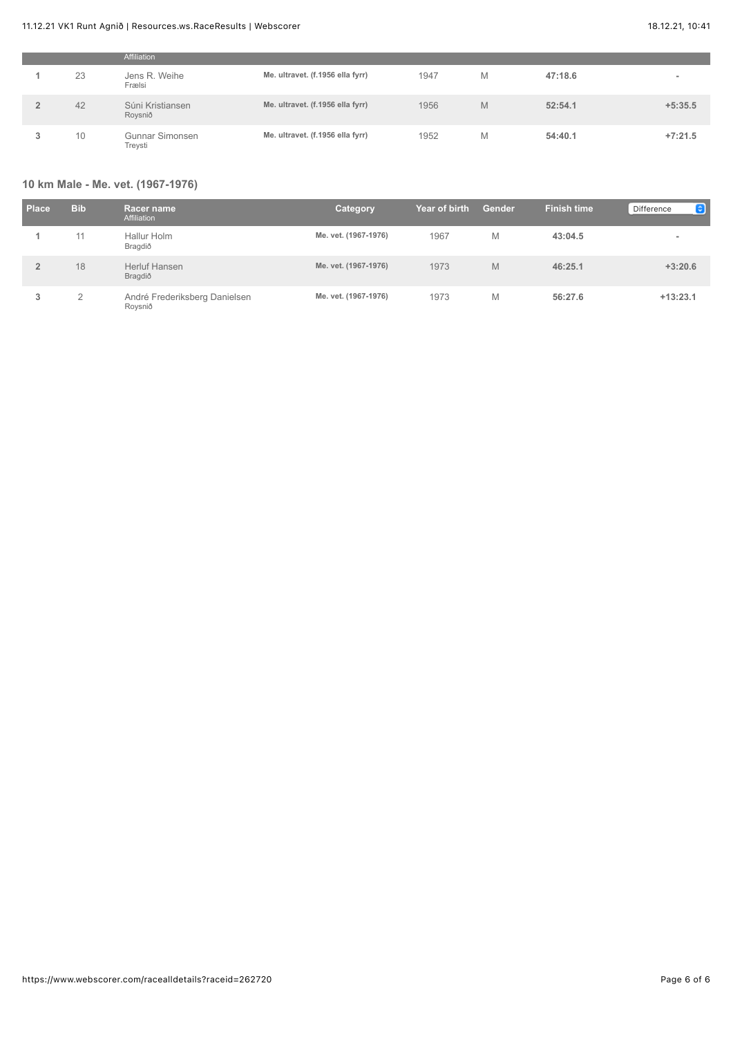| Place | Bib | Racer name<br>Affiliation | Category | Year of birth | Gender | Finish time | Difference |
|---|---|---|---|---|---|---|---|
| 1 | 23 | Jens R. Weihe<br>Frælsi | Me. ultravet. (f.1956 ella fyrr) | 1947 | M | 47:18.6 | - |
| 2 | 42 | Súni Kristiansen<br>Roysnið | Me. ultravet. (f.1956 ella fyrr) | 1956 | M | 52:54.1 | +5:35.5 |
| 3 | 10 | Gunnar Simonsen<br>Treysti | Me. ultravet. (f.1956 ella fyrr) | 1952 | M | 54:40.1 | +7:21.5 |

### 10 km Male - Me. vet. (1967-1976)

| Place | Bib | Racer name<br>Affiliation | Category | Year of birth | Gender | Finish time | Difference |
|---|---|---|---|---|---|---|---|
| 1 | 11 | Hallur Holm<br>Bragdið | Me. vet. (1967-1976) | 1967 | M | 43:04.5 | - |
| 2 | 18 | Herluf Hansen<br>Bragdið | Me. vet. (1967-1976) | 1973 | M | 46:25.1 | +3:20.6 |
| 3 | 2 | André Frederiksberg Danielsen<br>Roysnið | Me. vet. (1967-1976) | 1973 | M | 56:27.6 | +13:23.1 |